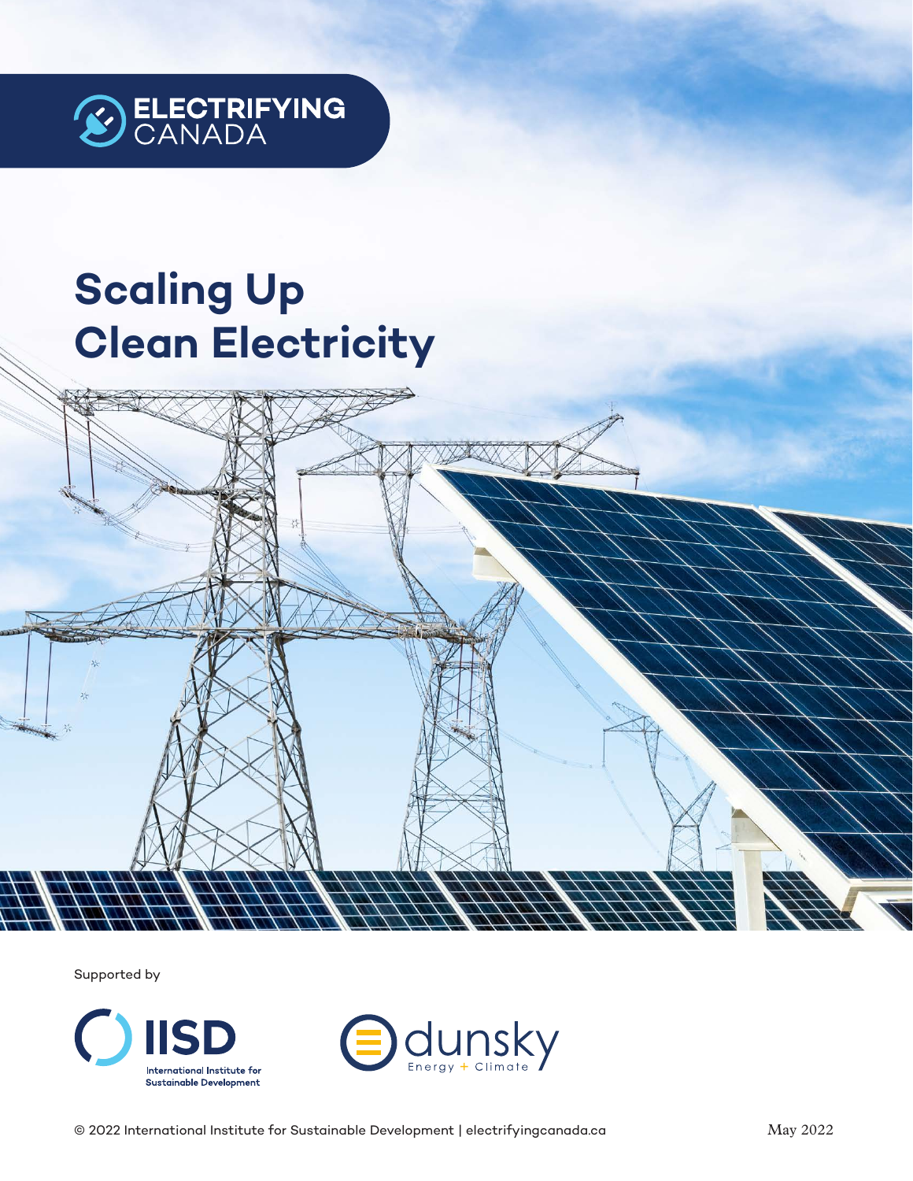ELECTRIFYING CANADA

# Scaling Up Clean Electricity

Supported by

IISD International Institute for Sustainable Development

dunsky Energy + Climate

© 2022 International Institute for Sustainable Development | electrifyingcanada.ca

May 2022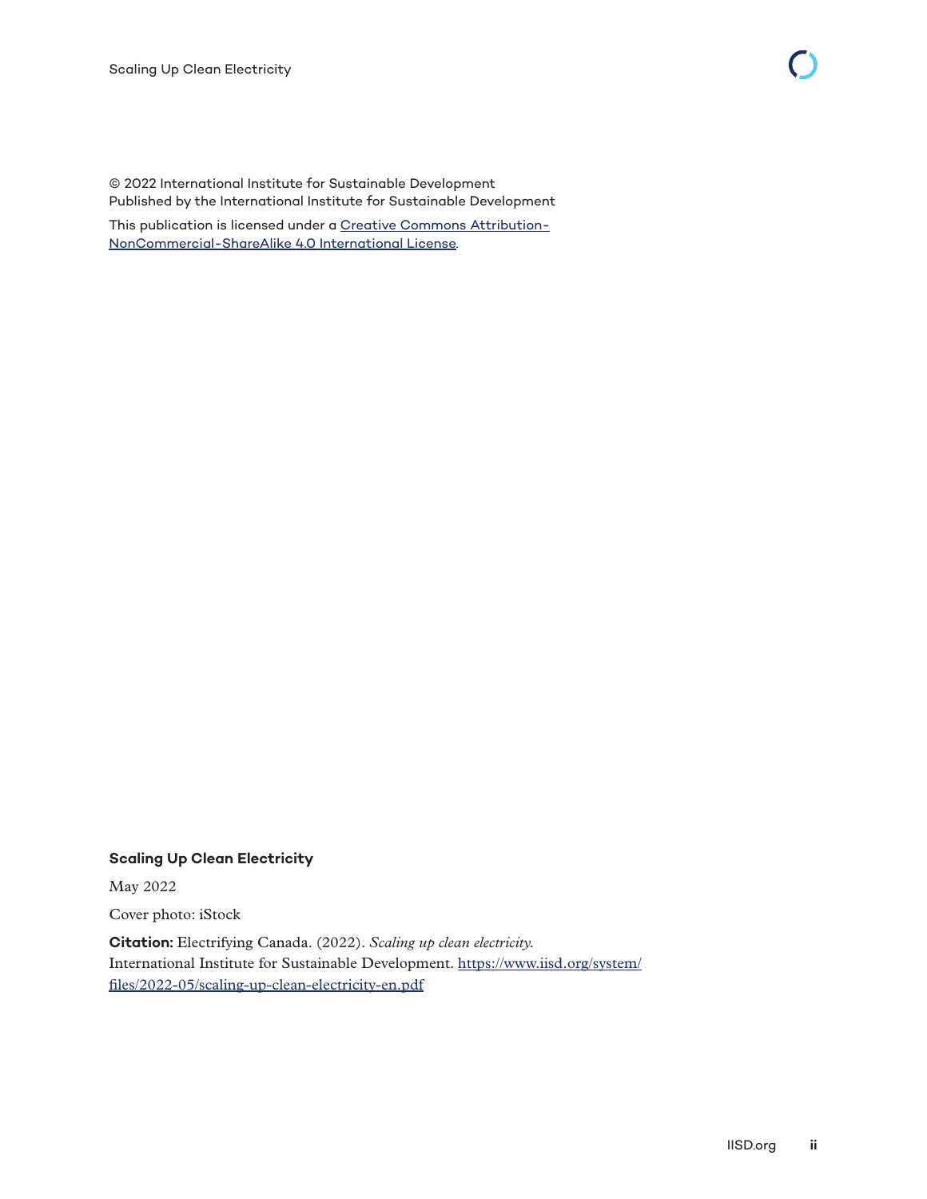© 2022 International Institute for Sustainable Development
Published by the International Institute for Sustainable Development

This publication is licensed under a [Creative Commons Attribution-NonCommercial-ShareAlike 4.0 International License](https://creativecommons.org/licenses/by-nc-sa/4.0/).

**Scaling Up Clean Electricity**

May 2022

Cover photo: iStock

**Citation:** Electrifying Canada. (2022). *Scaling up clean electricity*. International Institute for Sustainable Development. https://www.iisd.org/system/files/2022-05/scaling-up-clean-electricity-en.pdf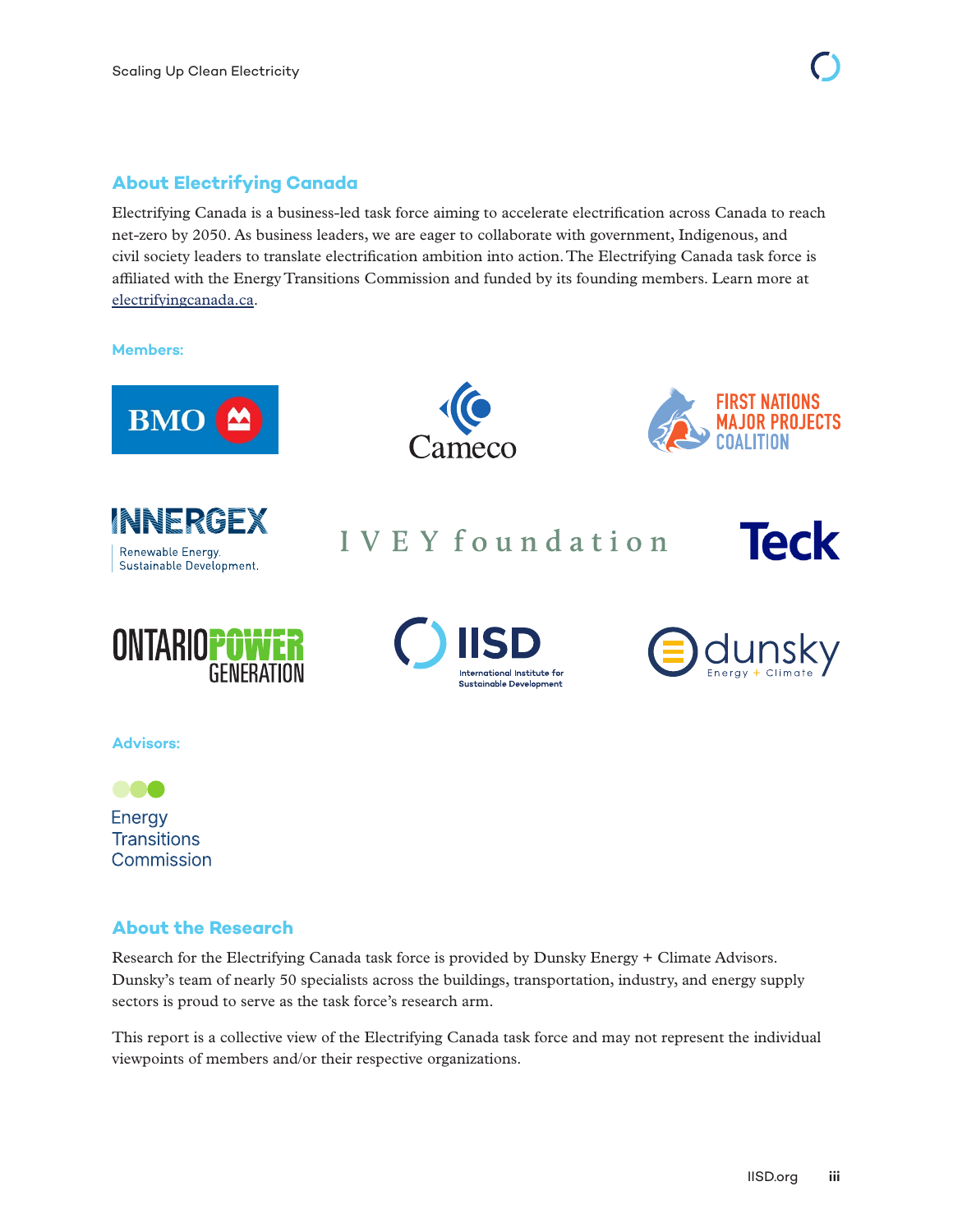## About Electrifying Canada

Electrifying Canada is a business-led task force aiming to accelerate electrification across Canada to reach net-zero by 2050. As business leaders, we are eager to collaborate with government, Indigenous, and civil society leaders to translate electrification ambition into action. The Electrifying Canada task force is affiliated with the Energy Transitions Commission and funded by its founding members. Learn more at electrifyingcanada.ca.

**Members:**

BMO

Cameco

First Nations Major Projects Coalition

Innergex — Renewable Energy. Sustainable Development.

Ivey foundation

Teck

Ontario Power Generation

IISD — International Institute for Sustainable Development

dunsky — Energy + Climate

**Advisors:**

Energy Transitions Commission

## About the Research

Research for the Electrifying Canada task force is provided by Dunsky Energy + Climate Advisors. Dunsky's team of nearly 50 specialists across the buildings, transportation, industry, and energy supply sectors is proud to serve as the task force's research arm.

This report is a collective view of the Electrifying Canada task force and may not represent the individual viewpoints of members and/or their respective organizations.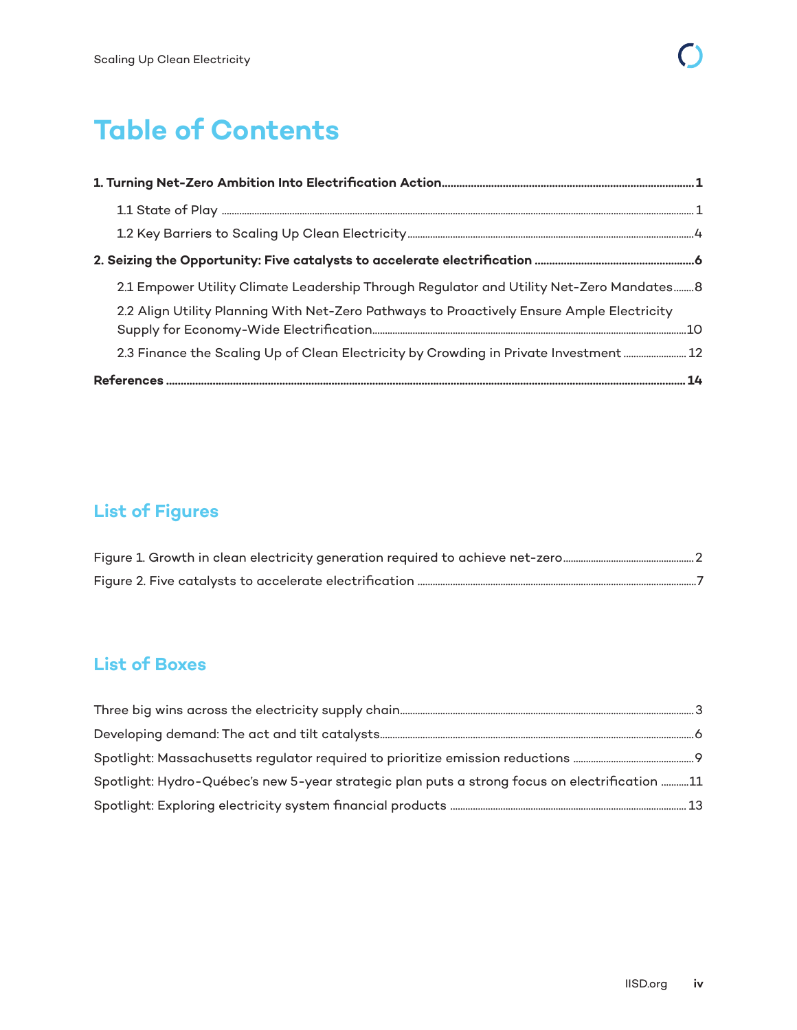# Table of Contents

**1. Turning Net-Zero Ambition Into Electrification Action ........ 1**

- 1.1 State of Play ........ 1
- 1.2 Key Barriers to Scaling Up Clean Electricity ........ 4

**2. Seizing the Opportunity: Five catalysts to accelerate electrification ........ 6**

- 2.1 Empower Utility Climate Leadership Through Regulator and Utility Net-Zero Mandates ........ 8
- 2.2 Align Utility Planning With Net-Zero Pathways to Proactively Ensure Ample Electricity Supply for Economy-Wide Electrification ........ 10
- 2.3 Finance the Scaling Up of Clean Electricity by Crowding in Private Investment ........ 12

**References ........ 14**

## List of Figures

Figure 1. Growth in clean electricity generation required to achieve net-zero ........ 2

Figure 2. Five catalysts to accelerate electrification ........ 7

## List of Boxes

Three big wins across the electricity supply chain ........ 3

Developing demand: The act and tilt catalysts ........ 6

Spotlight: Massachusetts regulator required to prioritize emission reductions ........ 9

Spotlight: Hydro-Québec's new 5-year strategic plan puts a strong focus on electrification ........ 11

Spotlight: Exploring electricity system financial products ........ 13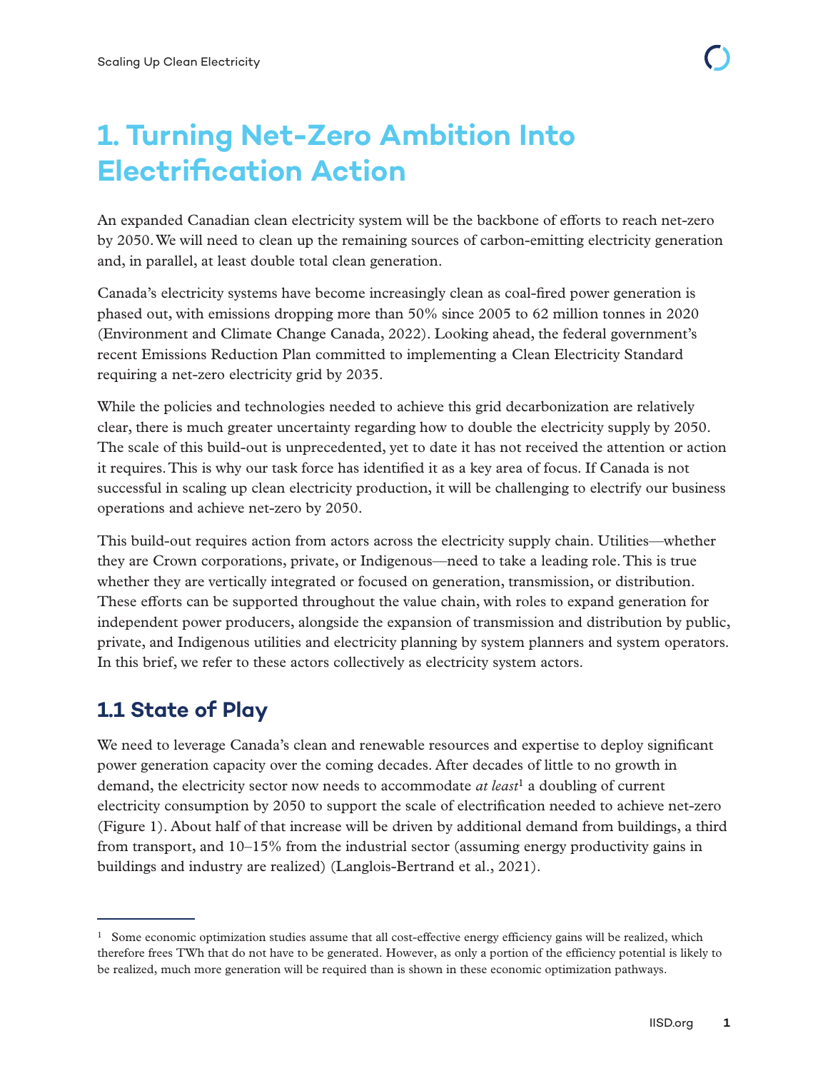# 1. Turning Net-Zero Ambition Into Electrification Action

An expanded Canadian clean electricity system will be the backbone of efforts to reach net-zero by 2050. We will need to clean up the remaining sources of carbon-emitting electricity generation and, in parallel, at least double total clean generation.

Canada's electricity systems have become increasingly clean as coal-fired power generation is phased out, with emissions dropping more than 50% since 2005 to 62 million tonnes in 2020 (Environment and Climate Change Canada, 2022). Looking ahead, the federal government's recent Emissions Reduction Plan committed to implementing a Clean Electricity Standard requiring a net-zero electricity grid by 2035.

While the policies and technologies needed to achieve this grid decarbonization are relatively clear, there is much greater uncertainty regarding how to double the electricity supply by 2050. The scale of this build-out is unprecedented, yet to date it has not received the attention or action it requires. This is why our task force has identified it as a key area of focus. If Canada is not successful in scaling up clean electricity production, it will be challenging to electrify our business operations and achieve net-zero by 2050.

This build-out requires action from actors across the electricity supply chain. Utilities—whether they are Crown corporations, private, or Indigenous—need to take a leading role. This is true whether they are vertically integrated or focused on generation, transmission, or distribution. These efforts can be supported throughout the value chain, with roles to expand generation for independent power producers, alongside the expansion of transmission and distribution by public, private, and Indigenous utilities and electricity planning by system planners and system operators. In this brief, we refer to these actors collectively as electricity system actors.

## 1.1 State of Play

We need to leverage Canada's clean and renewable resources and expertise to deploy significant power generation capacity over the coming decades. After decades of little to no growth in demand, the electricity sector now needs to accommodate *at least*[1] a doubling of current electricity consumption by 2050 to support the scale of electrification needed to achieve net-zero (Figure 1). About half of that increase will be driven by additional demand from buildings, a third from transport, and 10–15% from the industrial sector (assuming energy productivity gains in buildings and industry are realized) (Langlois-Bertrand et al., 2021).

---

[1] Some economic optimization studies assume that all cost-effective energy efficiency gains will be realized, which therefore frees TWh that do not have to be generated. However, as only a portion of the efficiency potential is likely to be realized, much more generation will be required than is shown in these economic optimization pathways.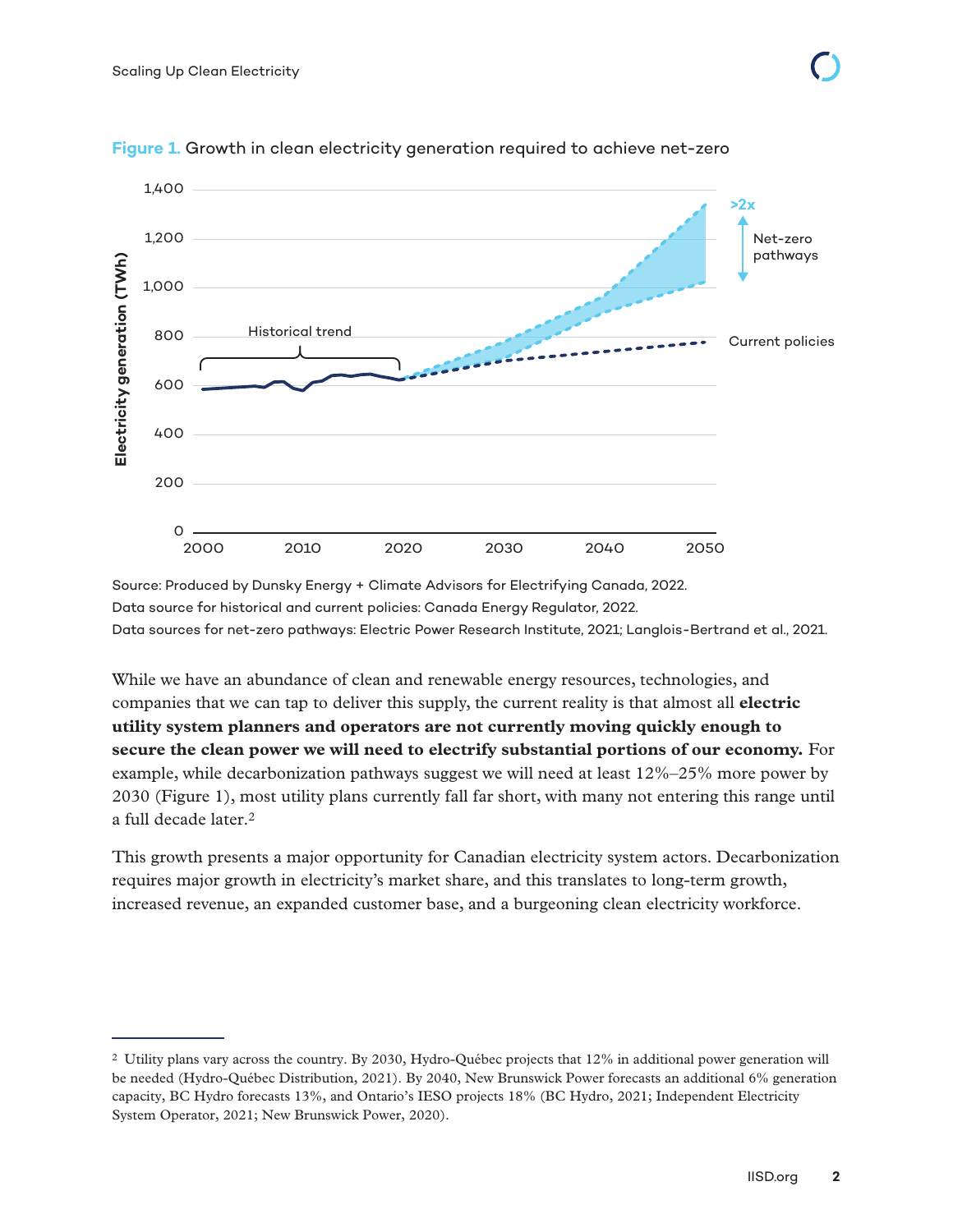**Figure 1.** Growth in clean electricity generation required to achieve net-zero

Source: Produced by Dunsky Energy + Climate Advisors for Electrifying Canada, 2022.
Data source for historical and current policies: Canada Energy Regulator, 2022.
Data sources for net-zero pathways: Electric Power Research Institute, 2021; Langlois-Bertrand et al., 2021.

While we have an abundance of clean and renewable energy resources, technologies, and companies that we can tap to deliver this supply, the current reality is that almost all **electric utility system planners and operators are not currently moving quickly enough to secure the clean power we will need to electrify substantial portions of our economy.** For example, while decarbonization pathways suggest we will need at least 12%–25% more power by 2030 (Figure 1), most utility plans currently fall far short, with many not entering this range until a full decade later.[2]

This growth presents a major opportunity for Canadian electricity system actors. Decarbonization requires major growth in electricity's market share, and this translates to long-term growth, increased revenue, an expanded customer base, and a burgeoning clean electricity workforce.

---

[2] Utility plans vary across the country. By 2030, Hydro-Québec projects that 12% in additional power generation will be needed (Hydro-Québec Distribution, 2021). By 2040, New Brunswick Power forecasts an additional 6% generation capacity, BC Hydro forecasts 13%, and Ontario's IESO projects 18% (BC Hydro, 2021; Independent Electricity System Operator, 2021; New Brunswick Power, 2020).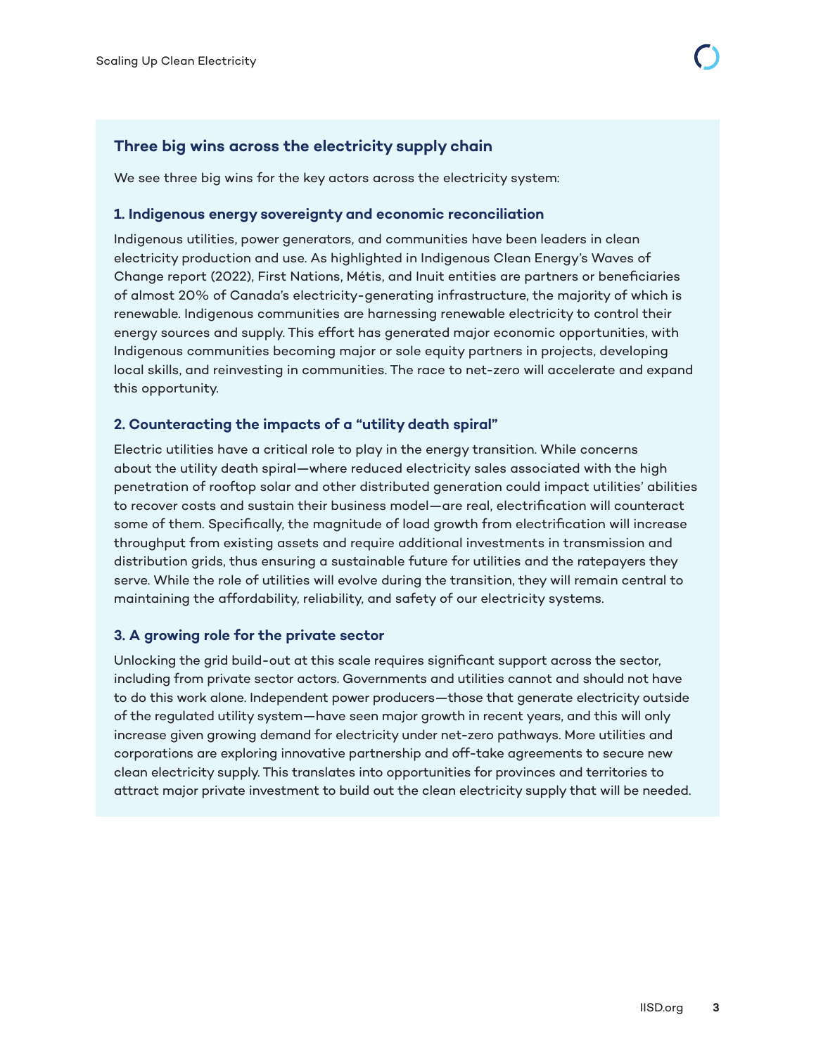## Three big wins across the electricity supply chain

We see three big wins for the key actors across the electricity system:

### 1. Indigenous energy sovereignty and economic reconciliation

Indigenous utilities, power generators, and communities have been leaders in clean electricity production and use. As highlighted in Indigenous Clean Energy's Waves of Change report (2022), First Nations, Métis, and Inuit entities are partners or beneficiaries of almost 20% of Canada's electricity-generating infrastructure, the majority of which is renewable. Indigenous communities are harnessing renewable electricity to control their energy sources and supply. This effort has generated major economic opportunities, with Indigenous communities becoming major or sole equity partners in projects, developing local skills, and reinvesting in communities. The race to net-zero will accelerate and expand this opportunity.

### 2. Counteracting the impacts of a "utility death spiral"

Electric utilities have a critical role to play in the energy transition. While concerns about the utility death spiral—where reduced electricity sales associated with the high penetration of rooftop solar and other distributed generation could impact utilities' abilities to recover costs and sustain their business model—are real, electrification will counteract some of them. Specifically, the magnitude of load growth from electrification will increase throughput from existing assets and require additional investments in transmission and distribution grids, thus ensuring a sustainable future for utilities and the ratepayers they serve. While the role of utilities will evolve during the transition, they will remain central to maintaining the affordability, reliability, and safety of our electricity systems.

### 3. A growing role for the private sector

Unlocking the grid build-out at this scale requires significant support across the sector, including from private sector actors. Governments and utilities cannot and should not have to do this work alone. Independent power producers—those that generate electricity outside of the regulated utility system—have seen major growth in recent years, and this will only increase given growing demand for electricity under net-zero pathways. More utilities and corporations are exploring innovative partnership and off-take agreements to secure new clean electricity supply. This translates into opportunities for provinces and territories to attract major private investment to build out the clean electricity supply that will be needed.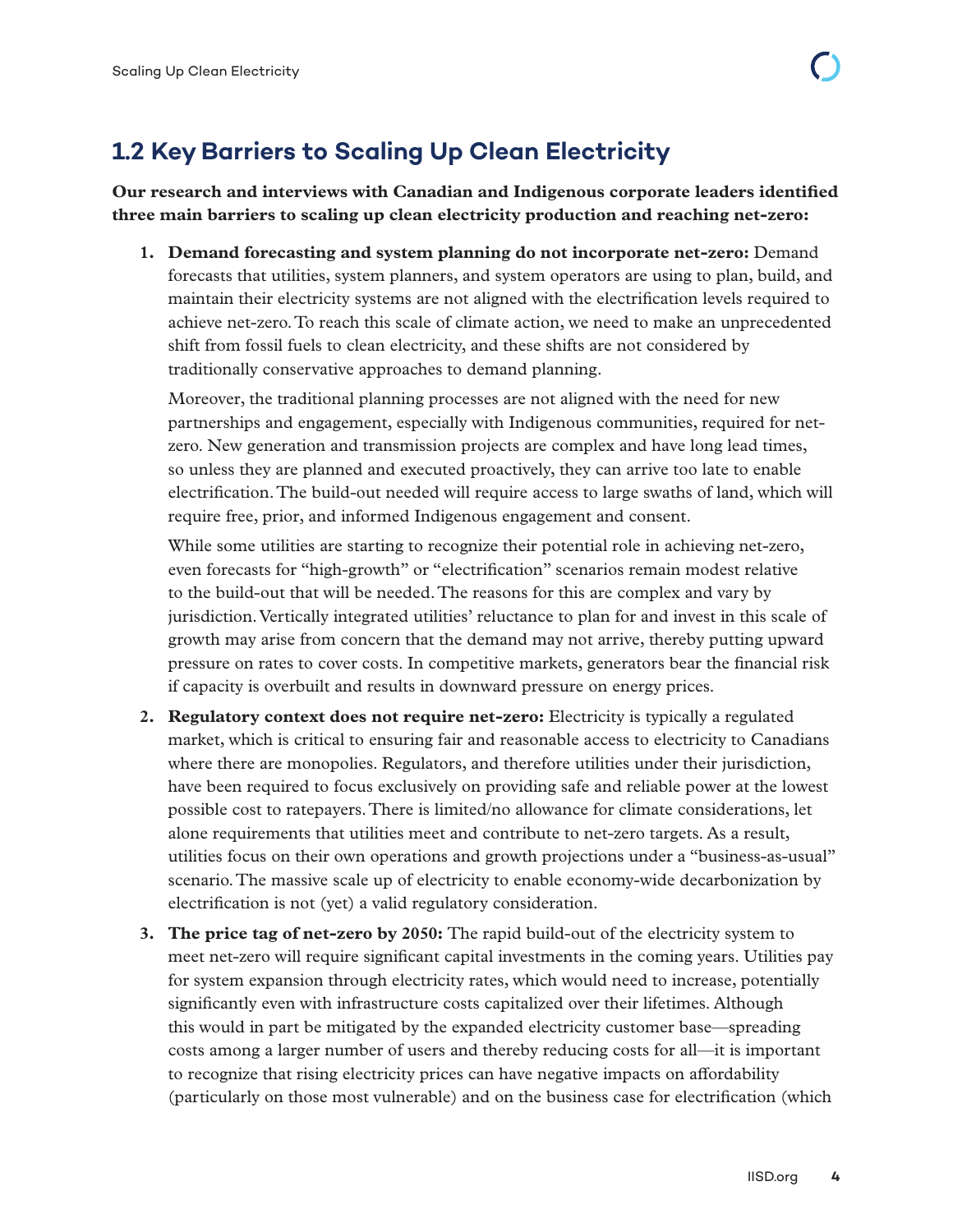## 1.2 Key Barriers to Scaling Up Clean Electricity

**Our research and interviews with Canadian and Indigenous corporate leaders identified three main barriers to scaling up clean electricity production and reaching net-zero:**

1. **Demand forecasting and system planning do not incorporate net-zero:** Demand forecasts that utilities, system planners, and system operators are using to plan, build, and maintain their electricity systems are not aligned with the electrification levels required to achieve net-zero. To reach this scale of climate action, we need to make an unprecedented shift from fossil fuels to clean electricity, and these shifts are not considered by traditionally conservative approaches to demand planning.

   Moreover, the traditional planning processes are not aligned with the need for new partnerships and engagement, especially with Indigenous communities, required for net-zero. New generation and transmission projects are complex and have long lead times, so unless they are planned and executed proactively, they can arrive too late to enable electrification. The build-out needed will require access to large swaths of land, which will require free, prior, and informed Indigenous engagement and consent.

   While some utilities are starting to recognize their potential role in achieving net-zero, even forecasts for "high-growth" or "electrification" scenarios remain modest relative to the build-out that will be needed. The reasons for this are complex and vary by jurisdiction. Vertically integrated utilities' reluctance to plan for and invest in this scale of growth may arise from concern that the demand may not arrive, thereby putting upward pressure on rates to cover costs. In competitive markets, generators bear the financial risk if capacity is overbuilt and results in downward pressure on energy prices.

2. **Regulatory context does not require net-zero:** Electricity is typically a regulated market, which is critical to ensuring fair and reasonable access to electricity to Canadians where there are monopolies. Regulators, and therefore utilities under their jurisdiction, have been required to focus exclusively on providing safe and reliable power at the lowest possible cost to ratepayers. There is limited/no allowance for climate considerations, let alone requirements that utilities meet and contribute to net-zero targets. As a result, utilities focus on their own operations and growth projections under a "business-as-usual" scenario. The massive scale up of electricity to enable economy-wide decarbonization by electrification is not (yet) a valid regulatory consideration.

3. **The price tag of net-zero by 2050:** The rapid build-out of the electricity system to meet net-zero will require significant capital investments in the coming years. Utilities pay for system expansion through electricity rates, which would need to increase, potentially significantly even with infrastructure costs capitalized over their lifetimes. Although this would in part be mitigated by the expanded electricity customer base—spreading costs among a larger number of users and thereby reducing costs for all—it is important to recognize that rising electricity prices can have negative impacts on affordability (particularly on those most vulnerable) and on the business case for electrification (which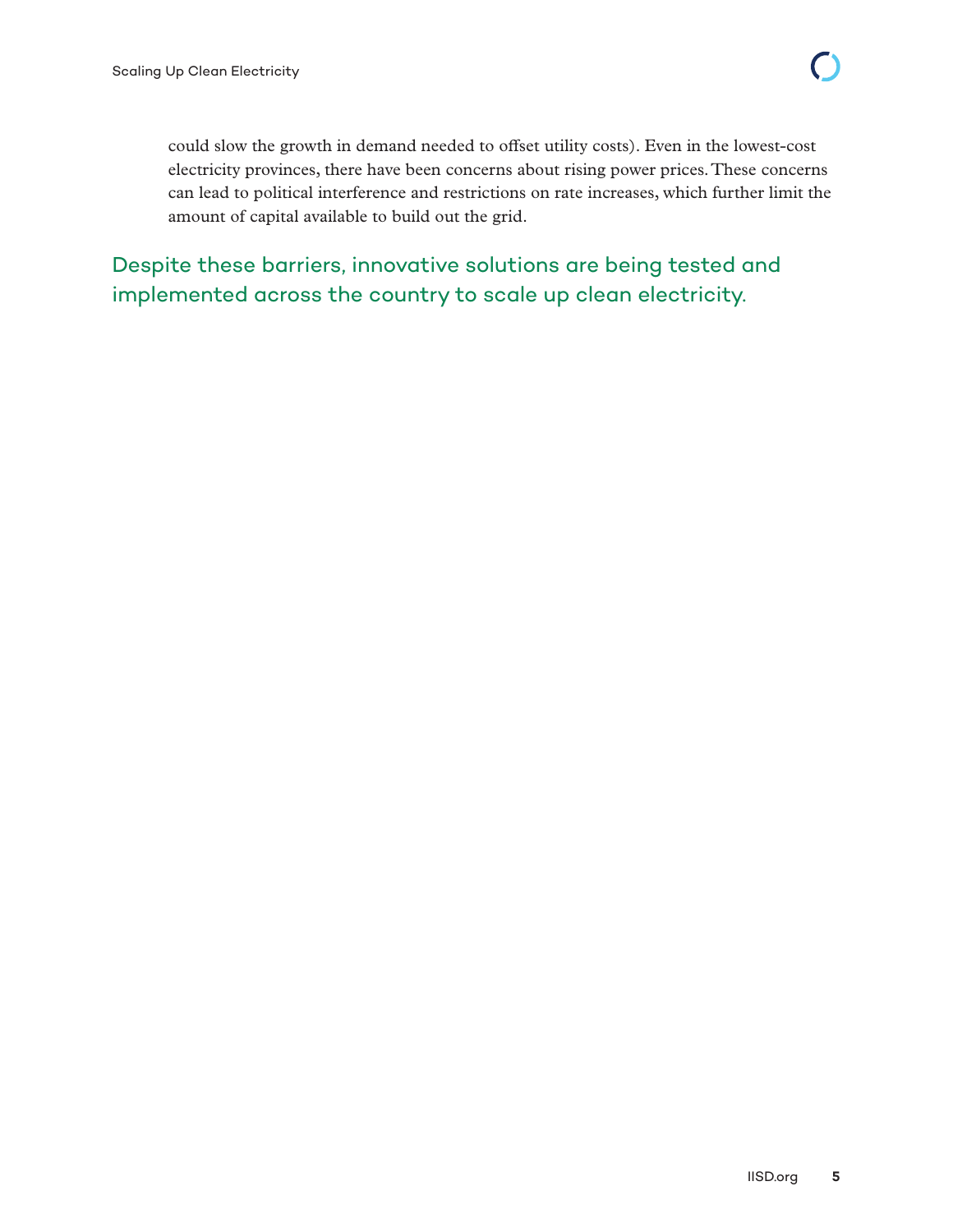could slow the growth in demand needed to offset utility costs). Even in the lowest-cost electricity provinces, there have been concerns about rising power prices. These concerns can lead to political interference and restrictions on rate increases, which further limit the amount of capital available to build out the grid.

Despite these barriers, innovative solutions are being tested and implemented across the country to scale up clean electricity.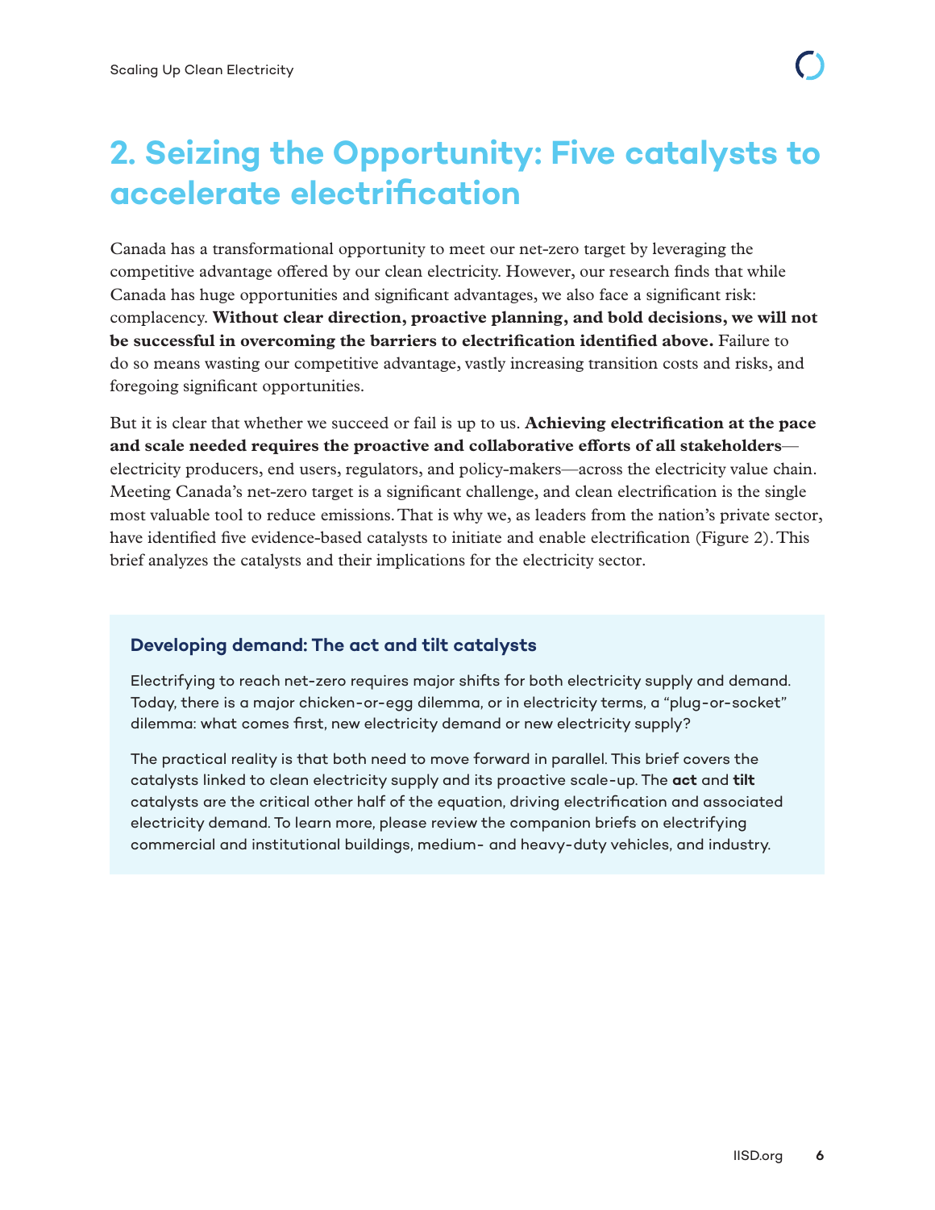## 2. Seizing the Opportunity: Five catalysts to accelerate electrification

Canada has a transformational opportunity to meet our net-zero target by leveraging the competitive advantage offered by our clean electricity. However, our research finds that while Canada has huge opportunities and significant advantages, we also face a significant risk: complacency. **Without clear direction, proactive planning, and bold decisions, we will not be successful in overcoming the barriers to electrification identified above.** Failure to do so means wasting our competitive advantage, vastly increasing transition costs and risks, and foregoing significant opportunities.

But it is clear that whether we succeed or fail is up to us. **Achieving electrification at the pace and scale needed requires the proactive and collaborative efforts of all stakeholders**—electricity producers, end users, regulators, and policy-makers—across the electricity value chain. Meeting Canada's net-zero target is a significant challenge, and clean electrification is the single most valuable tool to reduce emissions. That is why we, as leaders from the nation's private sector, have identified five evidence-based catalysts to initiate and enable electrification (Figure 2). This brief analyzes the catalysts and their implications for the electricity sector.

### Developing demand: The act and tilt catalysts

Electrifying to reach net-zero requires major shifts for both electricity supply and demand. Today, there is a major chicken-or-egg dilemma, or in electricity terms, a "plug-or-socket" dilemma: what comes first, new electricity demand or new electricity supply?

The practical reality is that both need to move forward in parallel. This brief covers the catalysts linked to clean electricity supply and its proactive scale-up. The **act** and **tilt** catalysts are the critical other half of the equation, driving electrification and associated electricity demand. To learn more, please review the companion briefs on electrifying commercial and institutional buildings, medium- and heavy-duty vehicles, and industry.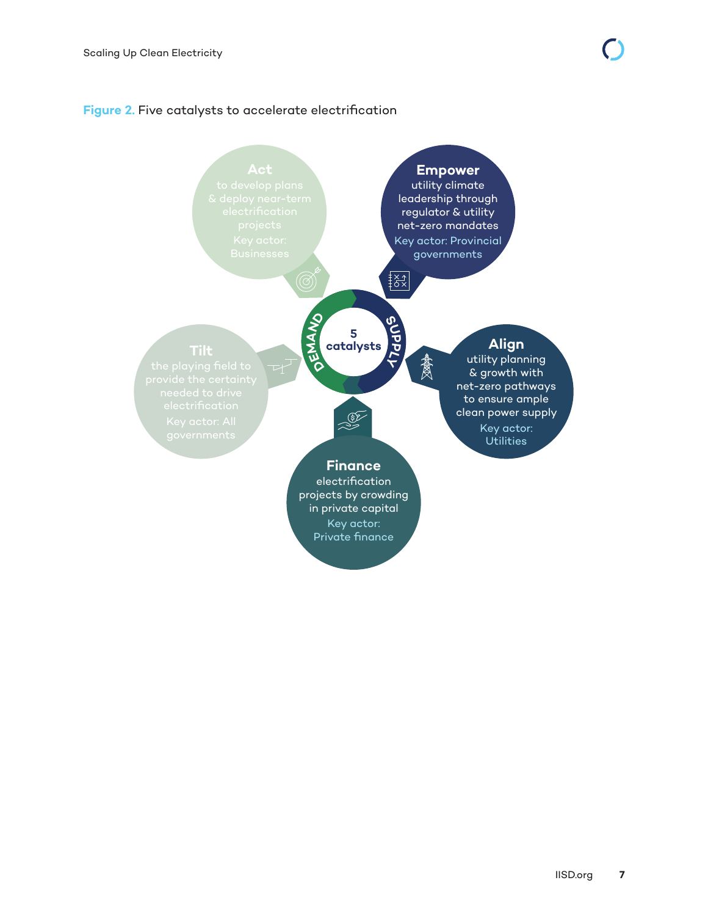**Figure 2.** Five catalysts to accelerate electrification

**5 catalysts**

DEMAND

SUPPLY

**Act**
to develop plans & deploy near-term electrification projects
Key actor: Businesses

**Empower**
utility climate leadership through regulator & utility net-zero mandates
Key actor: Provincial governments

**Align**
utility planning & growth with net-zero pathways to ensure ample clean power supply
Key actor: Utilities

**Finance**
electrification projects by crowding in private capital
Key actor: Private finance

**Tilt**
the playing field to provide the certainty needed to drive electrification
Key actor: All governments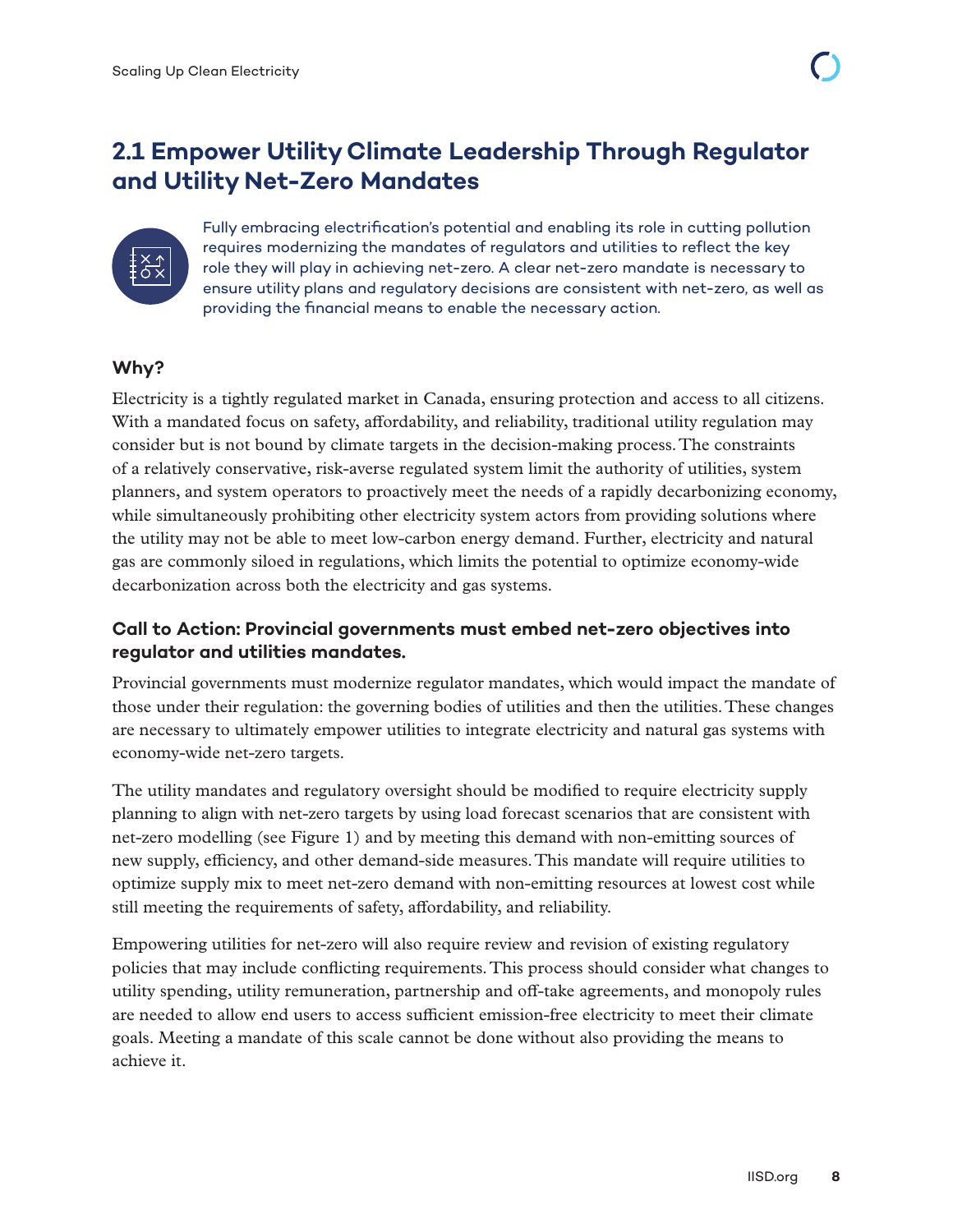## 2.1 Empower Utility Climate Leadership Through Regulator and Utility Net-Zero Mandates

Fully embracing electrification's potential and enabling its role in cutting pollution requires modernizing the mandates of regulators and utilities to reflect the key role they will play in achieving net-zero. A clear net-zero mandate is necessary to ensure utility plans and regulatory decisions are consistent with net-zero, as well as providing the financial means to enable the necessary action.

### Why?

Electricity is a tightly regulated market in Canada, ensuring protection and access to all citizens. With a mandated focus on safety, affordability, and reliability, traditional utility regulation may consider but is not bound by climate targets in the decision-making process. The constraints of a relatively conservative, risk-averse regulated system limit the authority of utilities, system planners, and system operators to proactively meet the needs of a rapidly decarbonizing economy, while simultaneously prohibiting other electricity system actors from providing solutions where the utility may not be able to meet low-carbon energy demand. Further, electricity and natural gas are commonly siloed in regulations, which limits the potential to optimize economy-wide decarbonization across both the electricity and gas systems.

### Call to Action: Provincial governments must embed net-zero objectives into regulator and utilities mandates.

Provincial governments must modernize regulator mandates, which would impact the mandate of those under their regulation: the governing bodies of utilities and then the utilities. These changes are necessary to ultimately empower utilities to integrate electricity and natural gas systems with economy-wide net-zero targets.

The utility mandates and regulatory oversight should be modified to require electricity supply planning to align with net-zero targets by using load forecast scenarios that are consistent with net-zero modelling (see Figure 1) and by meeting this demand with non-emitting sources of new supply, efficiency, and other demand-side measures. This mandate will require utilities to optimize supply mix to meet net-zero demand with non-emitting resources at lowest cost while still meeting the requirements of safety, affordability, and reliability.

Empowering utilities for net-zero will also require review and revision of existing regulatory policies that may include conflicting requirements. This process should consider what changes to utility spending, utility remuneration, partnership and off-take agreements, and monopoly rules are needed to allow end users to access sufficient emission-free electricity to meet their climate goals. Meeting a mandate of this scale cannot be done without also providing the means to achieve it.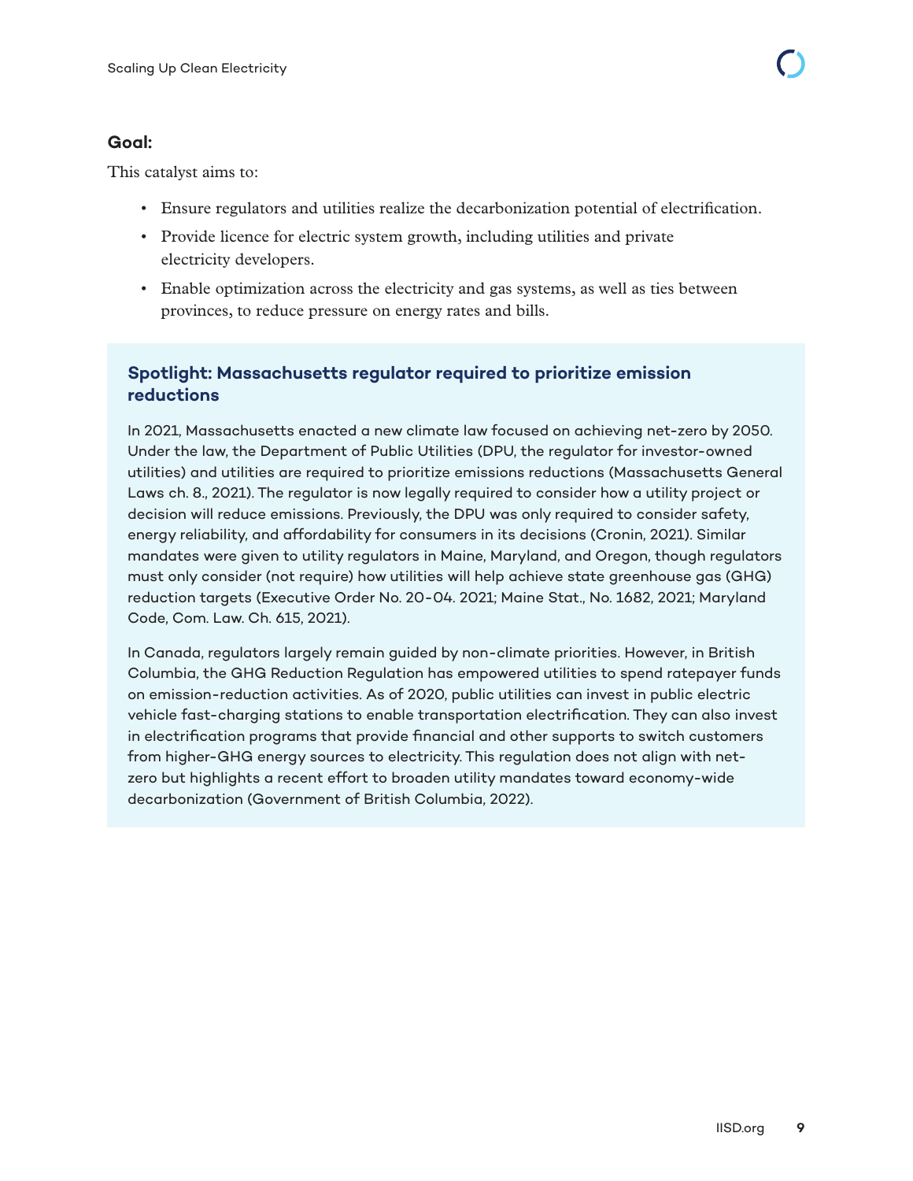**Goal:**

This catalyst aims to:

- Ensure regulators and utilities realize the decarbonization potential of electrification.
- Provide licence for electric system growth, including utilities and private electricity developers.
- Enable optimization across the electricity and gas systems, as well as ties between provinces, to reduce pressure on energy rates and bills.

### Spotlight: Massachusetts regulator required to prioritize emission reductions

In 2021, Massachusetts enacted a new climate law focused on achieving net-zero by 2050. Under the law, the Department of Public Utilities (DPU, the regulator for investor-owned utilities) and utilities are required to prioritize emissions reductions (Massachusetts General Laws ch. 8., 2021). The regulator is now legally required to consider how a utility project or decision will reduce emissions. Previously, the DPU was only required to consider safety, energy reliability, and affordability for consumers in its decisions (Cronin, 2021). Similar mandates were given to utility regulators in Maine, Maryland, and Oregon, though regulators must only consider (not require) how utilities will help achieve state greenhouse gas (GHG) reduction targets (Executive Order No. 20-04. 2021; Maine Stat., No. 1682, 2021; Maryland Code, Com. Law. Ch. 615, 2021).

In Canada, regulators largely remain guided by non-climate priorities. However, in British Columbia, the GHG Reduction Regulation has empowered utilities to spend ratepayer funds on emission-reduction activities. As of 2020, public utilities can invest in public electric vehicle fast-charging stations to enable transportation electrification. They can also invest in electrification programs that provide financial and other supports to switch customers from higher-GHG energy sources to electricity. This regulation does not align with net-zero but highlights a recent effort to broaden utility mandates toward economy-wide decarbonization (Government of British Columbia, 2022).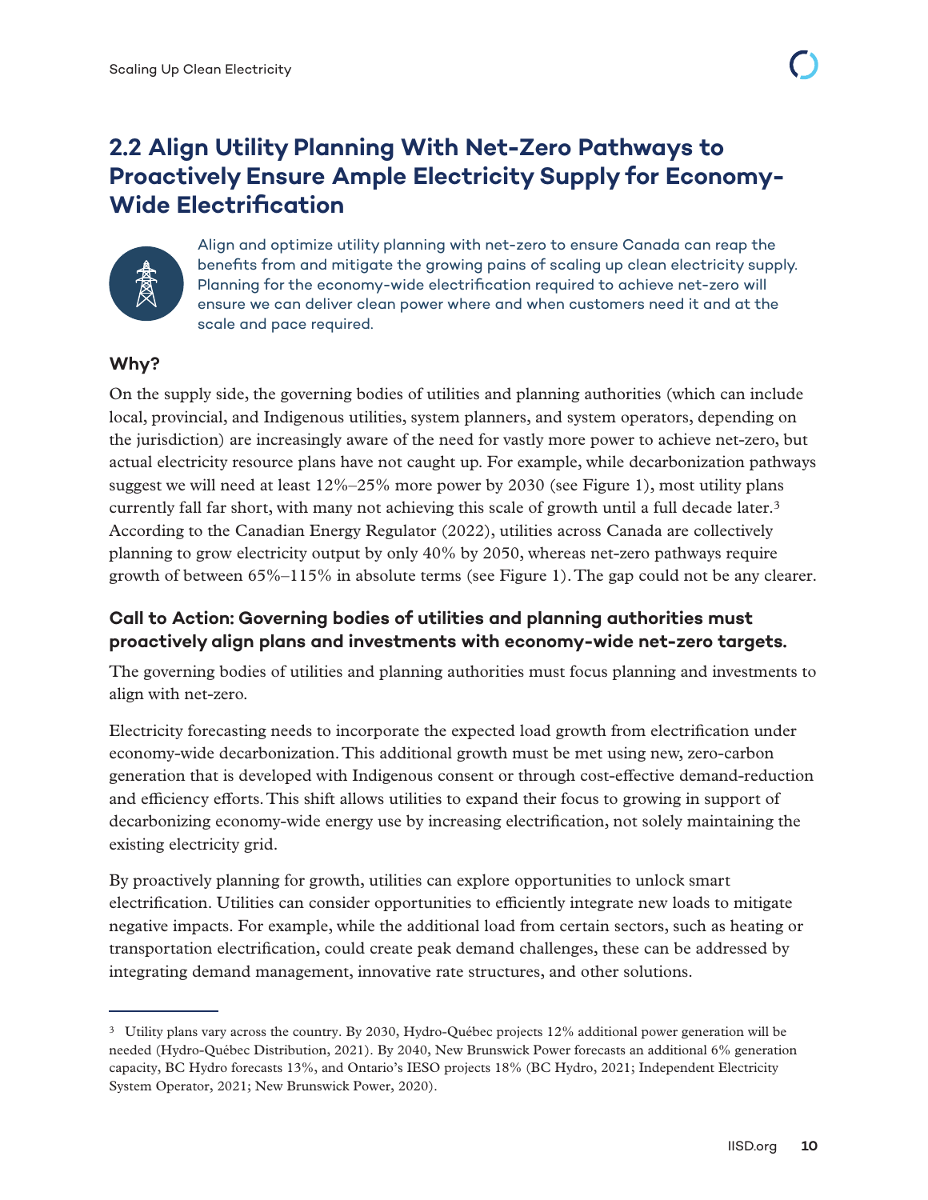## 2.2 Align Utility Planning With Net-Zero Pathways to Proactively Ensure Ample Electricity Supply for Economy-Wide Electrification

Align and optimize utility planning with net-zero to ensure Canada can reap the benefits from and mitigate the growing pains of scaling up clean electricity supply. Planning for the economy-wide electrification required to achieve net-zero will ensure we can deliver clean power where and when customers need it and at the scale and pace required.

### Why?

On the supply side, the governing bodies of utilities and planning authorities (which can include local, provincial, and Indigenous utilities, system planners, and system operators, depending on the jurisdiction) are increasingly aware of the need for vastly more power to achieve net-zero, but actual electricity resource plans have not caught up. For example, while decarbonization pathways suggest we will need at least 12%–25% more power by 2030 (see Figure 1), most utility plans currently fall far short, with many not achieving this scale of growth until a full decade later.[3] According to the Canadian Energy Regulator (2022), utilities across Canada are collectively planning to grow electricity output by only 40% by 2050, whereas net-zero pathways require growth of between 65%–115% in absolute terms (see Figure 1). The gap could not be any clearer.

### Call to Action: Governing bodies of utilities and planning authorities must proactively align plans and investments with economy-wide net-zero targets.

The governing bodies of utilities and planning authorities must focus planning and investments to align with net-zero.

Electricity forecasting needs to incorporate the expected load growth from electrification under economy-wide decarbonization. This additional growth must be met using new, zero-carbon generation that is developed with Indigenous consent or through cost-effective demand-reduction and efficiency efforts. This shift allows utilities to expand their focus to growing in support of decarbonizing economy-wide energy use by increasing electrification, not solely maintaining the existing electricity grid.

By proactively planning for growth, utilities can explore opportunities to unlock smart electrification. Utilities can consider opportunities to efficiently integrate new loads to mitigate negative impacts. For example, while the additional load from certain sectors, such as heating or transportation electrification, could create peak demand challenges, these can be addressed by integrating demand management, innovative rate structures, and other solutions.

---

[3] Utility plans vary across the country. By 2030, Hydro-Québec projects 12% additional power generation will be needed (Hydro-Québec Distribution, 2021). By 2040, New Brunswick Power forecasts an additional 6% generation capacity, BC Hydro forecasts 13%, and Ontario's IESO projects 18% (BC Hydro, 2021; Independent Electricity System Operator, 2021; New Brunswick Power, 2020).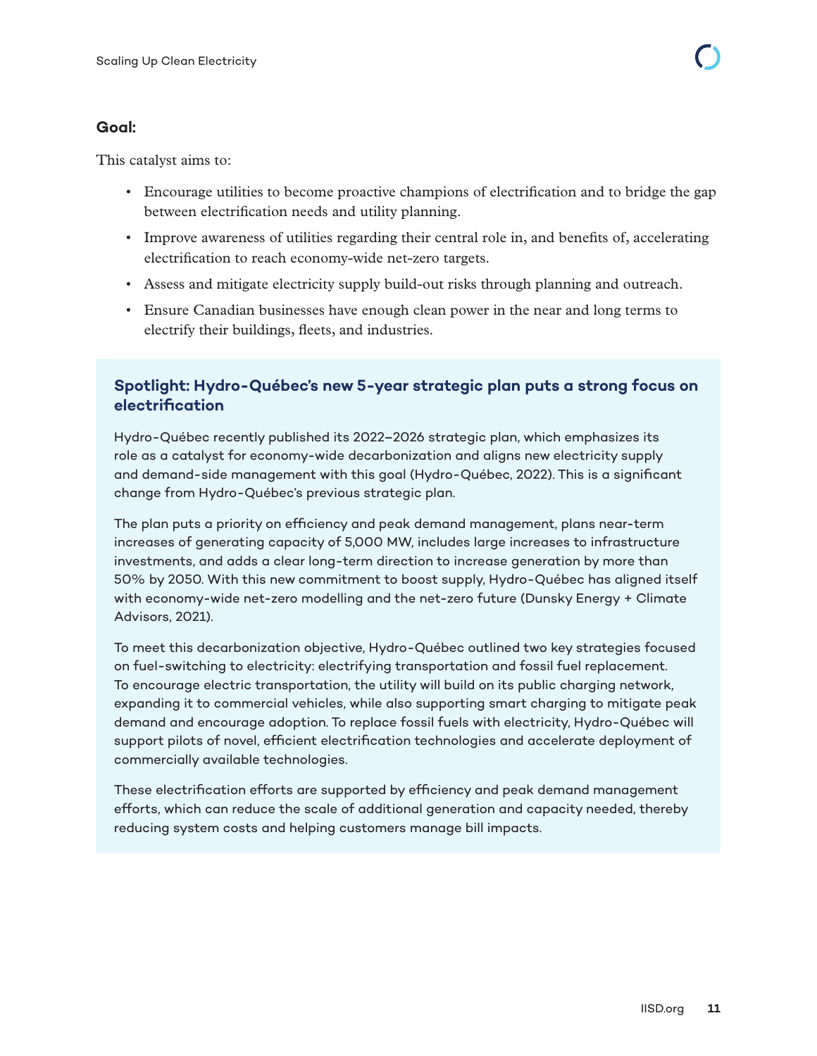**Goal:**

This catalyst aims to:

- Encourage utilities to become proactive champions of electrification and to bridge the gap between electrification needs and utility planning.
- Improve awareness of utilities regarding their central role in, and benefits of, accelerating electrification to reach economy-wide net-zero targets.
- Assess and mitigate electricity supply build-out risks through planning and outreach.
- Ensure Canadian businesses have enough clean power in the near and long terms to electrify their buildings, fleets, and industries.

### Spotlight: Hydro-Québec's new 5-year strategic plan puts a strong focus on electrification

Hydro-Québec recently published its 2022–2026 strategic plan, which emphasizes its role as a catalyst for economy-wide decarbonization and aligns new electricity supply and demand-side management with this goal (Hydro-Québec, 2022). This is a significant change from Hydro-Québec's previous strategic plan.

The plan puts a priority on efficiency and peak demand management, plans near-term increases of generating capacity of 5,000 MW, includes large increases to infrastructure investments, and adds a clear long-term direction to increase generation by more than 50% by 2050. With this new commitment to boost supply, Hydro-Québec has aligned itself with economy-wide net-zero modelling and the net-zero future (Dunsky Energy + Climate Advisors, 2021).

To meet this decarbonization objective, Hydro-Québec outlined two key strategies focused on fuel-switching to electricity: electrifying transportation and fossil fuel replacement. To encourage electric transportation, the utility will build on its public charging network, expanding it to commercial vehicles, while also supporting smart charging to mitigate peak demand and encourage adoption. To replace fossil fuels with electricity, Hydro-Québec will support pilots of novel, efficient electrification technologies and accelerate deployment of commercially available technologies.

These electrification efforts are supported by efficiency and peak demand management efforts, which can reduce the scale of additional generation and capacity needed, thereby reducing system costs and helping customers manage bill impacts.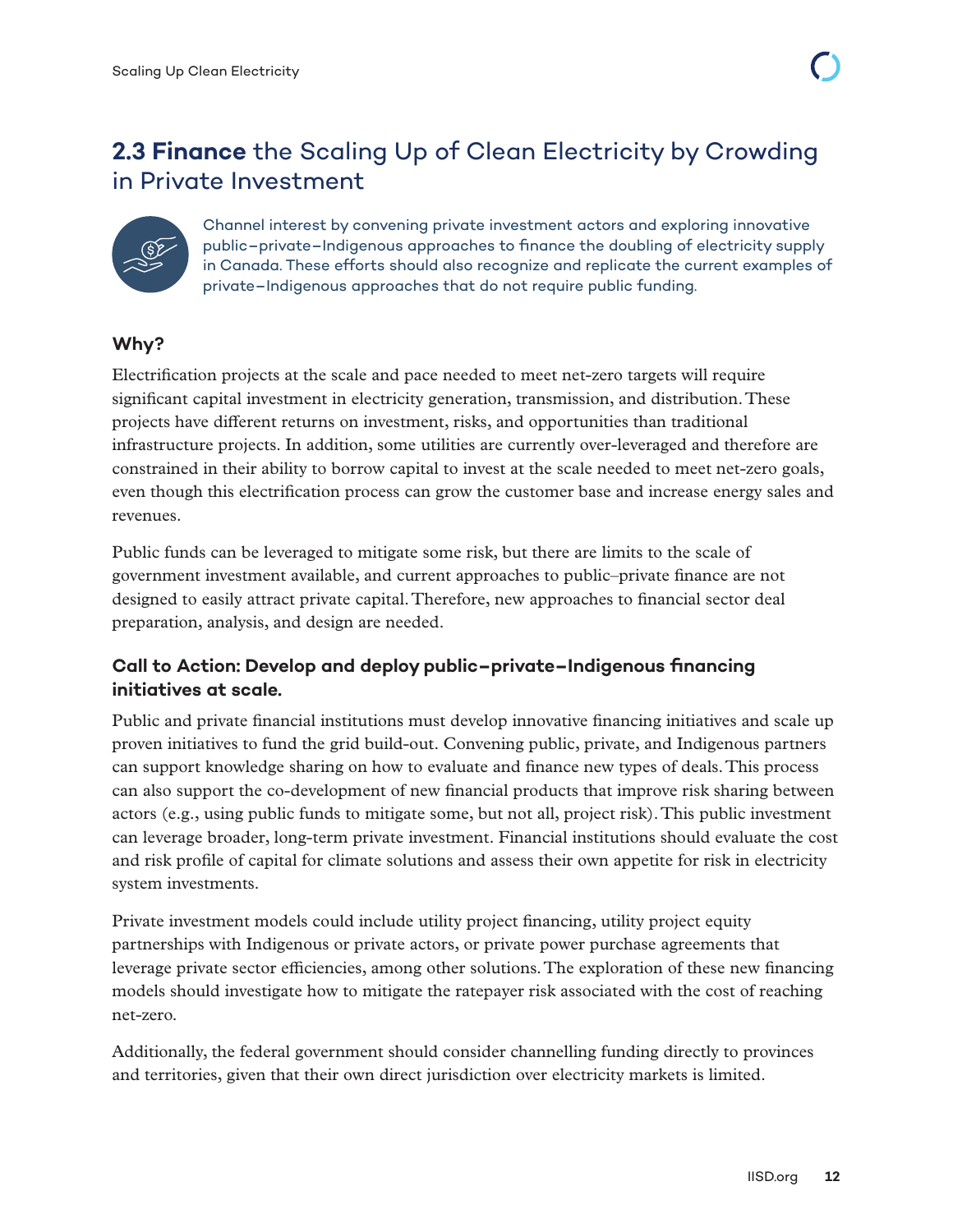## 2.3 **Finance** the Scaling Up of Clean Electricity by Crowding in Private Investment

Channel interest by convening private investment actors and exploring innovative public–private–Indigenous approaches to finance the doubling of electricity supply in Canada. These efforts should also recognize and replicate the current examples of private–Indigenous approaches that do not require public funding.

### Why?

Electrification projects at the scale and pace needed to meet net-zero targets will require significant capital investment in electricity generation, transmission, and distribution. These projects have different returns on investment, risks, and opportunities than traditional infrastructure projects. In addition, some utilities are currently over-leveraged and therefore are constrained in their ability to borrow capital to invest at the scale needed to meet net-zero goals, even though this electrification process can grow the customer base and increase energy sales and revenues.

Public funds can be leveraged to mitigate some risk, but there are limits to the scale of government investment available, and current approaches to public–private finance are not designed to easily attract private capital. Therefore, new approaches to financial sector deal preparation, analysis, and design are needed.

### Call to Action: Develop and deploy public–private–Indigenous financing initiatives at scale.

Public and private financial institutions must develop innovative financing initiatives and scale up proven initiatives to fund the grid build-out. Convening public, private, and Indigenous partners can support knowledge sharing on how to evaluate and finance new types of deals. This process can also support the co-development of new financial products that improve risk sharing between actors (e.g., using public funds to mitigate some, but not all, project risk). This public investment can leverage broader, long-term private investment. Financial institutions should evaluate the cost and risk profile of capital for climate solutions and assess their own appetite for risk in electricity system investments.

Private investment models could include utility project financing, utility project equity partnerships with Indigenous or private actors, or private power purchase agreements that leverage private sector efficiencies, among other solutions. The exploration of these new financing models should investigate how to mitigate the ratepayer risk associated with the cost of reaching net-zero.

Additionally, the federal government should consider channelling funding directly to provinces and territories, given that their own direct jurisdiction over electricity markets is limited.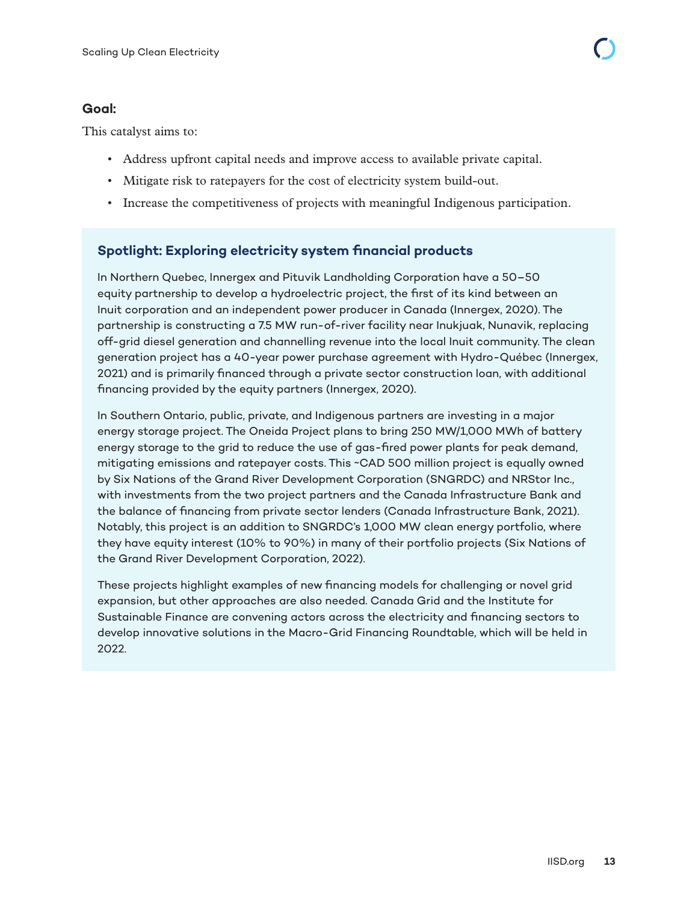**Goal:**

This catalyst aims to:

- Address upfront capital needs and improve access to available private capital.
- Mitigate risk to ratepayers for the cost of electricity system build-out.
- Increase the competitiveness of projects with meaningful Indigenous participation.

### Spotlight: Exploring electricity system financial products

In Northern Quebec, Innergex and Pituvik Landholding Corporation have a 50–50 equity partnership to develop a hydroelectric project, the first of its kind between an Inuit corporation and an independent power producer in Canada (Innergex, 2020). The partnership is constructing a 7.5 MW run-of-river facility near Inukjuak, Nunavik, replacing off-grid diesel generation and channelling revenue into the local Inuit community. The clean generation project has a 40-year power purchase agreement with Hydro-Québec (Innergex, 2021) and is primarily financed through a private sector construction loan, with additional financing provided by the equity partners (Innergex, 2020).

In Southern Ontario, public, private, and Indigenous partners are investing in a major energy storage project. The Oneida Project plans to bring 250 MW/1,000 MWh of battery energy storage to the grid to reduce the use of gas-fired power plants for peak demand, mitigating emissions and ratepayer costs. This ~CAD 500 million project is equally owned by Six Nations of the Grand River Development Corporation (SNGRDC) and NRStor Inc., with investments from the two project partners and the Canada Infrastructure Bank and the balance of financing from private sector lenders (Canada Infrastructure Bank, 2021). Notably, this project is an addition to SNGRDC's 1,000 MW clean energy portfolio, where they have equity interest (10% to 90%) in many of their portfolio projects (Six Nations of the Grand River Development Corporation, 2022).

These projects highlight examples of new financing models for challenging or novel grid expansion, but other approaches are also needed. Canada Grid and the Institute for Sustainable Finance are convening actors across the electricity and financing sectors to develop innovative solutions in the Macro-Grid Financing Roundtable, which will be held in 2022.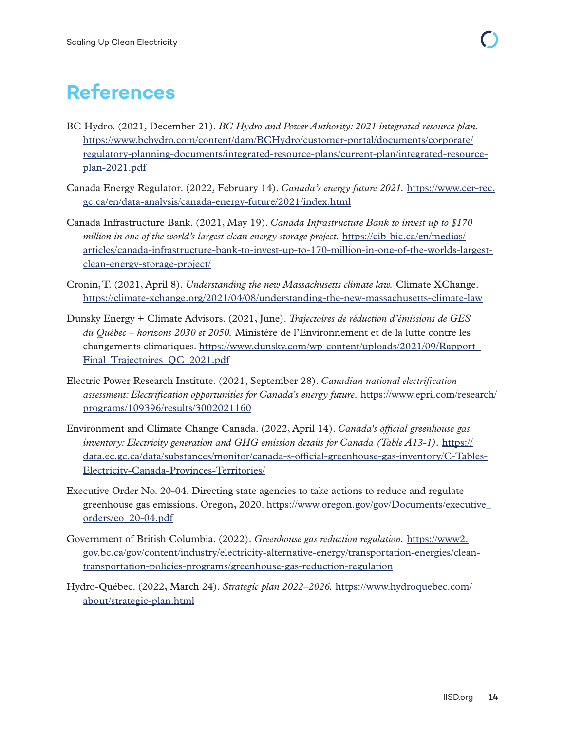# References

BC Hydro. (2021, December 21). *BC Hydro and Power Authority: 2021 integrated resource plan.* https://www.bchydro.com/content/dam/BCHydro/customer-portal/documents/corporate/regulatory-planning-documents/integrated-resource-plans/current-plan/integrated-resource-plan-2021.pdf

Canada Energy Regulator. (2022, February 14). *Canada's energy future 2021.* https://www.cer-rec.gc.ca/en/data-analysis/canada-energy-future/2021/index.html

Canada Infrastructure Bank. (2021, May 19). *Canada Infrastructure Bank to invest up to $170 million in one of the world's largest clean energy storage project.* https://cib-bic.ca/en/medias/articles/canada-infrastructure-bank-to-invest-up-to-170-million-in-one-of-the-worlds-largest-clean-energy-storage-project/

Cronin, T. (2021, April 8). *Understanding the new Massachusetts climate law.* Climate XChange. https://climate-xchange.org/2021/04/08/understanding-the-new-massachusetts-climate-law

Dunsky Energy + Climate Advisors. (2021, June). *Trajectoires de réduction d'émissions de GES du Québec – horizons 2030 et 2050.* Ministère de l'Environnement et de la lutte contre les changements climatiques. https://www.dunsky.com/wp-content/uploads/2021/09/Rapport_Final_Trajectoires_QC_2021.pdf

Electric Power Research Institute. (2021, September 28). *Canadian national electrification assessment: Electrification opportunities for Canada's energy future*. https://www.epri.com/research/programs/109396/results/3002021160

Environment and Climate Change Canada. (2022, April 14). *Canada's official greenhouse gas inventory: Electricity generation and GHG emission details for Canada (Table A13-1)*. https://data.ec.gc.ca/data/substances/monitor/canada-s-official-greenhouse-gas-inventory/C-Tables-Electricity-Canada-Provinces-Territories/

Executive Order No. 20-04. Directing state agencies to take actions to reduce and regulate greenhouse gas emissions. Oregon, 2020. https://www.oregon.gov/gov/Documents/executive_orders/eo_20-04.pdf

Government of British Columbia. (2022). *Greenhouse gas reduction regulation.* https://www2.gov.bc.ca/gov/content/industry/electricity-alternative-energy/transportation-energies/clean-transportation-policies-programs/greenhouse-gas-reduction-regulation

Hydro-Québec. (2022, March 24). *Strategic plan 2022–2026.* https://www.hydroquebec.com/about/strategic-plan.html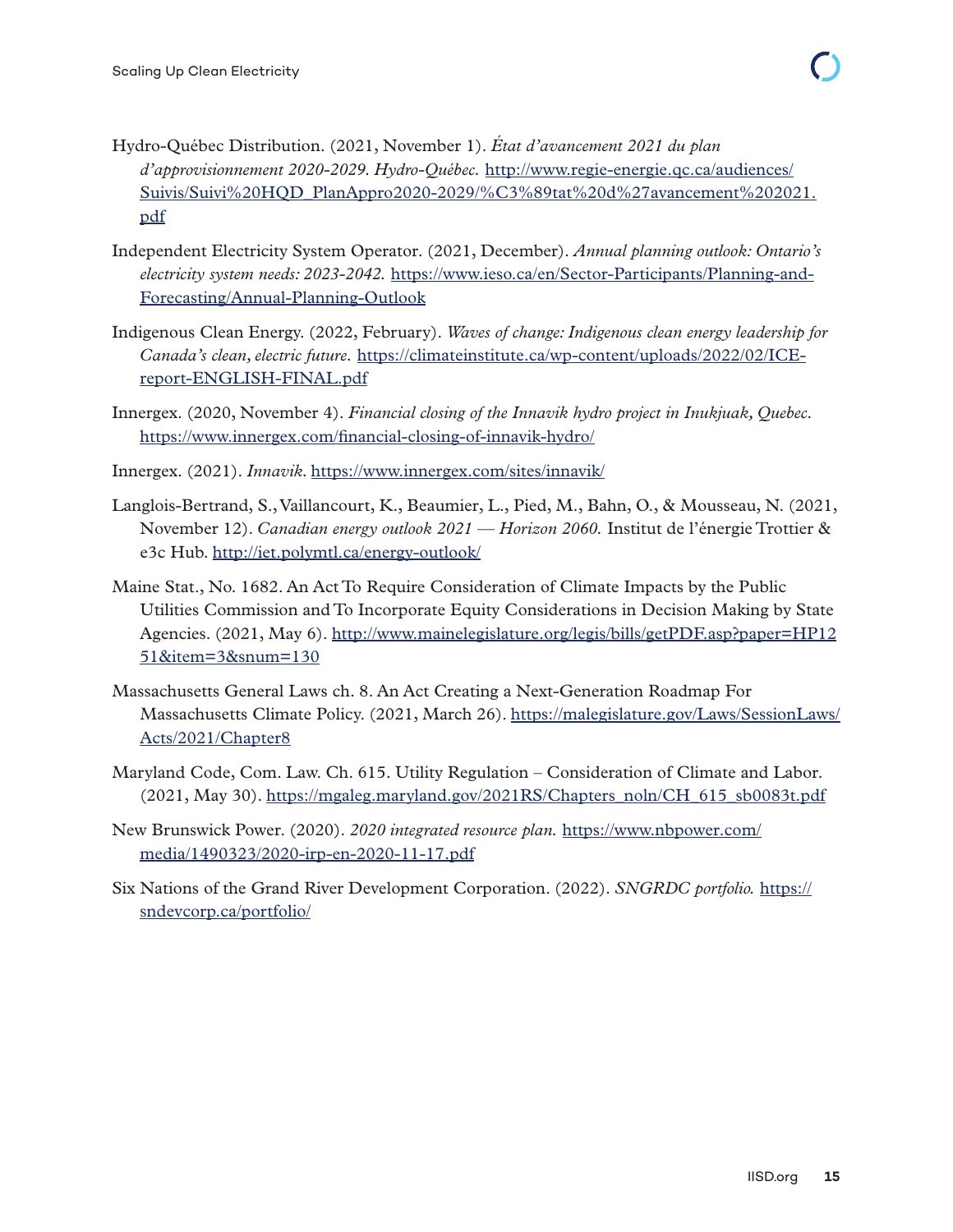Hydro-Québec Distribution. (2021, November 1). *État d'avancement 2021 du plan d'approvisionnement 2020-2029. Hydro-Québec.* http://www.regie-energie.qc.ca/audiences/Suivis/Suivi%20HQD_PlanAppro2020-2029/%C3%89tat%20d%27avancement%202021.pdf

Independent Electricity System Operator. (2021, December). *Annual planning outlook: Ontario's electricity system needs: 2023-2042.* https://www.ieso.ca/en/Sector-Participants/Planning-and-Forecasting/Annual-Planning-Outlook

Indigenous Clean Energy. (2022, February). *Waves of change: Indigenous clean energy leadership for Canada's clean, electric future*. https://climateinstitute.ca/wp-content/uploads/2022/02/ICE-report-ENGLISH-FINAL.pdf

Innergex. (2020, November 4). *Financial closing of the Innavik hydro project in Inukjuak, Quebec*. https://www.innergex.com/financial-closing-of-innavik-hydro/

Innergex. (2021). *Innavik*. https://www.innergex.com/sites/innavik/

Langlois-Bertrand, S., Vaillancourt, K., Beaumier, L., Pied, M., Bahn, O., & Mousseau, N. (2021, November 12). *Canadian energy outlook 2021 — Horizon 2060.* Institut de l'énergie Trottier & e3c Hub. http://iet.polymtl.ca/energy-outlook/

Maine Stat., No. 1682. An Act To Require Consideration of Climate Impacts by the Public Utilities Commission and To Incorporate Equity Considerations in Decision Making by State Agencies. (2021, May 6). http://www.mainelegislature.org/legis/bills/getPDF.asp?paper=HP1251&item=3&snum=130

Massachusetts General Laws ch. 8. An Act Creating a Next-Generation Roadmap For Massachusetts Climate Policy. (2021, March 26). https://malegislature.gov/Laws/SessionLaws/Acts/2021/Chapter8

Maryland Code, Com. Law. Ch. 615. Utility Regulation – Consideration of Climate and Labor. (2021, May 30). https://mgaleg.maryland.gov/2021RS/Chapters_noln/CH_615_sb0083t.pdf

New Brunswick Power. (2020). *2020 integrated resource plan.* https://www.nbpower.com/media/1490323/2020-irp-en-2020-11-17.pdf

Six Nations of the Grand River Development Corporation. (2022). *SNGRDC portfolio.* https://sndevcorp.ca/portfolio/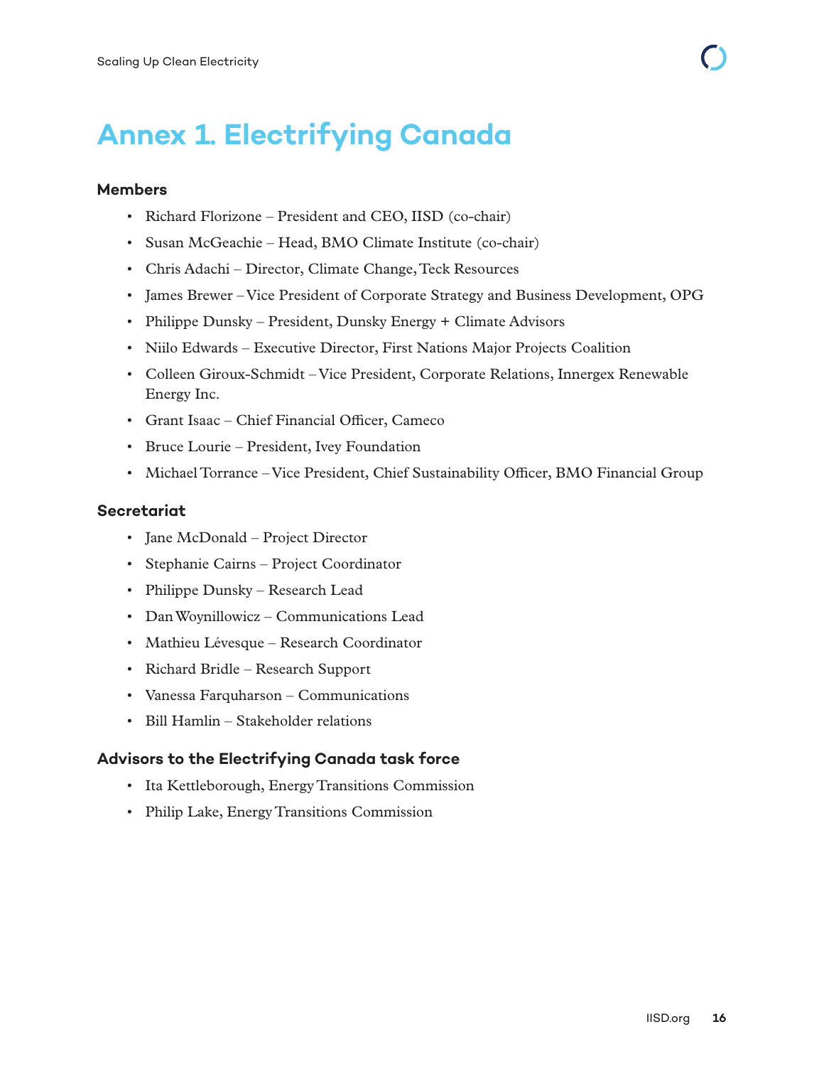# Annex 1. Electrifying Canada

### Members

- Richard Florizone – President and CEO, IISD (co-chair)
- Susan McGeachie – Head, BMO Climate Institute (co-chair)
- Chris Adachi – Director, Climate Change, Teck Resources
- James Brewer – Vice President of Corporate Strategy and Business Development, OPG
- Philippe Dunsky – President, Dunsky Energy + Climate Advisors
- Niilo Edwards – Executive Director, First Nations Major Projects Coalition
- Colleen Giroux-Schmidt – Vice President, Corporate Relations, Innergex Renewable Energy Inc.
- Grant Isaac – Chief Financial Officer, Cameco
- Bruce Lourie – President, Ivey Foundation
- Michael Torrance – Vice President, Chief Sustainability Officer, BMO Financial Group

### Secretariat

- Jane McDonald – Project Director
- Stephanie Cairns – Project Coordinator
- Philippe Dunsky – Research Lead
- Dan Woynillowicz – Communications Lead
- Mathieu Lévesque – Research Coordinator
- Richard Bridle – Research Support
- Vanessa Farquharson – Communications
- Bill Hamlin – Stakeholder relations

### Advisors to the Electrifying Canada task force

- Ita Kettleborough, Energy Transitions Commission
- Philip Lake, Energy Transitions Commission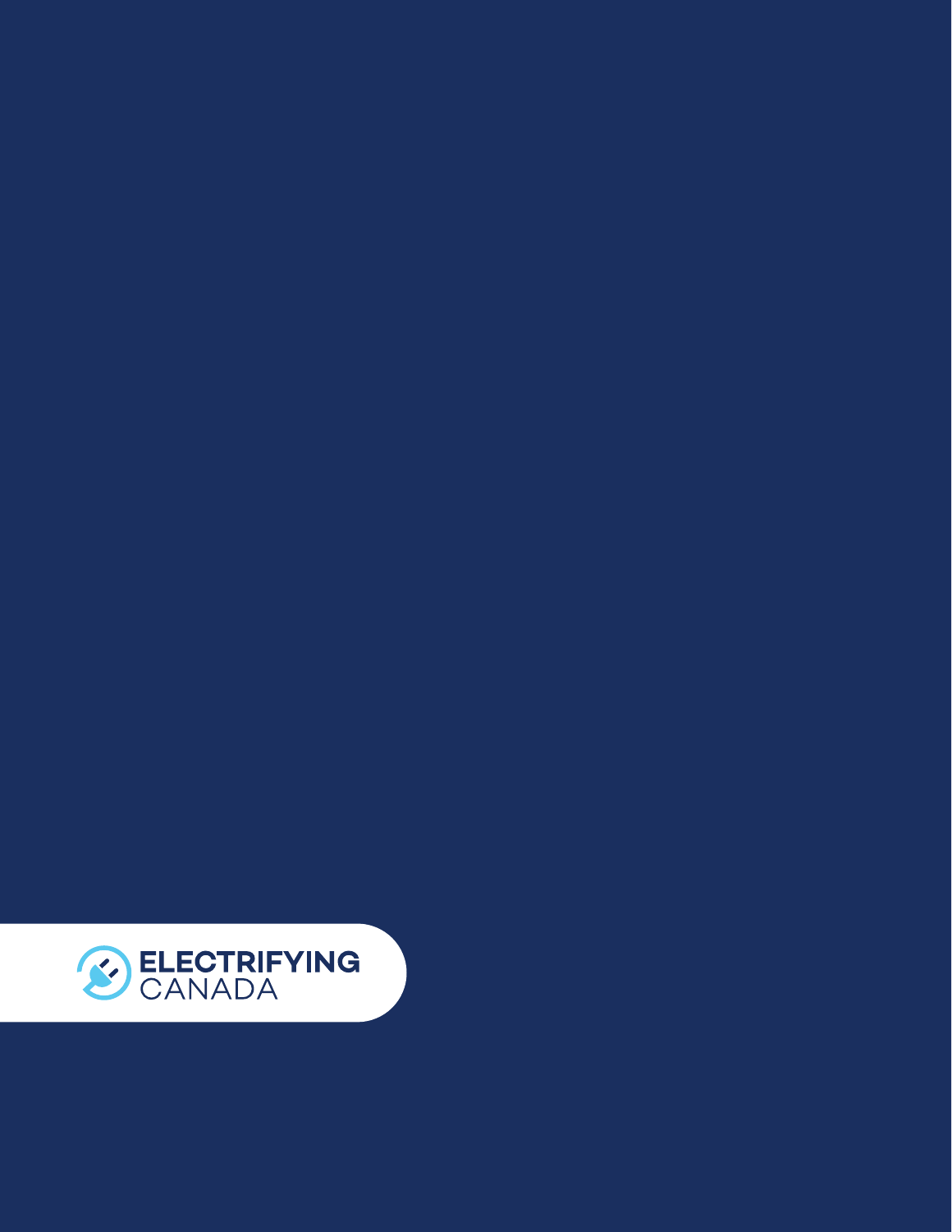ELECTRIFYING
CANADA